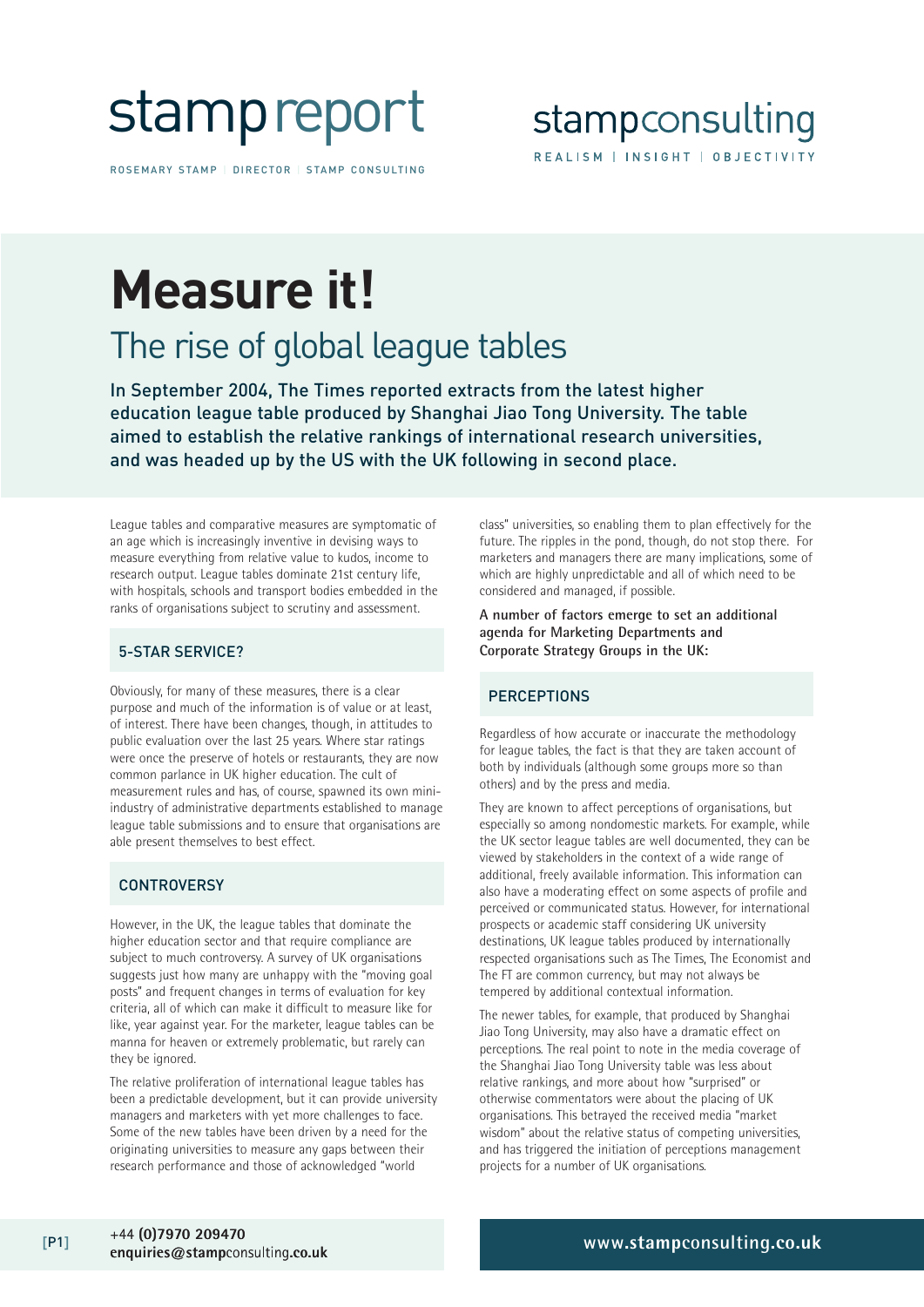stamp report

ROSEMARY STAMP | DIRECTOR | STAMP CONSULTING

stampconsulting

REALISM | INSIGHT | OBJECTIVITY

# Measure it!

## The rise of global league tables

**In September 2004, The Times reported extracts from the latest higher education league table produced by Shanghai Jiao Tong University. The table aimed to establish the relative rankings of international research universities, and was headed up by the US with the UK following in second place.**

League tables and comparative measures are symptomatic of an age which is increasingly inventive in devising ways to measure everything from relative value to kudos, income to research output. League tables dominate 21st century life, with hospitals, schools and transport bodies embedded in the ranks of organisations subject to scrutiny and assessment.

### 5-STAR SERVICE?

Obviously, for many of these measures, there is a clear purpose and much of the information is of value or at least, of interest. There have been changes, though, in attitudes to public evaluation over the last 25 years. Where star ratings were once the preserve of hotels or restaurants, they are now common parlance in UK higher education. The cult of measurement rules and has, of course, spawned its own mini-industry of administrative departments established to manage league table submissions and to ensure that organisations are able present themselves to best effect.

### CONTROVERSY

However, in the UK, the league tables that dominate the higher education sector and that require compliance are subject to much controversy. A survey of UK organisations suggests just how many are unhappy with the "moving goal posts" and frequent changes in terms of evaluation for key criteria, all of which can make it difficult to measure like for like, year against year. For the marketer, league tables can be manna for heaven or extremely problematic, but rarely can they be ignored.

The relative proliferation of international league tables has been a predictable development, but it can provide university managers and marketers with yet more challenges to face. Some of the new tables have been driven by a need for the originating universities to measure any gaps between their research performance and those of acknowledged "world class" universities, so enabling them to plan effectively for the future. The ripples in the pond, though, do not stop there. For marketers and managers there are many implications, some of which are highly unpredictable and all of which need to be considered and managed, if possible.

**A number of factors emerge to set an additional agenda for Marketing Departments and Corporate Strategy Groups in the UK:**

### PERCEPTIONS

Regardless of how accurate or inaccurate the methodology for league tables, the fact is that they are taken account of both by individuals (although some groups more so than others) and by the press and media.

They are known to affect perceptions of organisations, but especially so among nondomestic markets. For example, while the UK sector league tables are well documented, they can be viewed by stakeholders in the context of a wide range of additional, freely available information. This information can also have a moderating effect on some aspects of profile and perceived or communicated status. However, for international prospects or academic staff considering UK university destinations, UK league tables produced by internationally respected organisations such as The Times, The Economist and The FT are common currency, but may not always be tempered by additional contextual information.

The newer tables, for example, that produced by Shanghai Jiao Tong University, may also have a dramatic effect on perceptions. The real point to note in the media coverage of the Shanghai Jiao Tong University table was less about relative rankings, and more about how "surprised" or otherwise commentators were about the placing of UK organisations. This betrayed the received media "market wisdom" about the relative status of competing universities, and has triggered the initiation of perceptions management projects for a number of UK organisations.

+44 **(0)7970 209470**
**enquiries@stamp**consulting**.co.uk**

www.**stamp**consulting.co.uk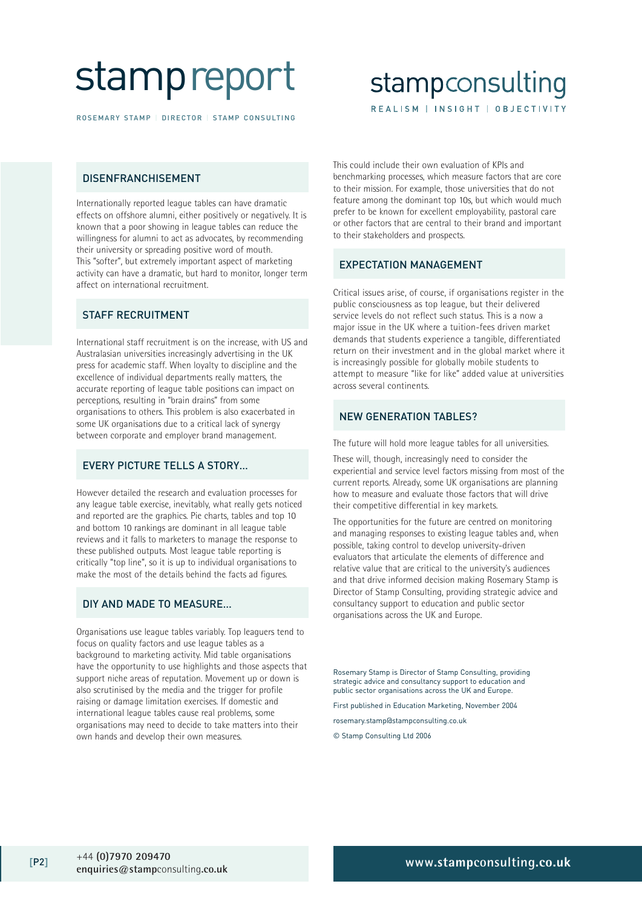## DISENFRANCHISEMENT

Internationally reported league tables can have dramatic effects on offshore alumni, either positively or negatively. It is known that a poor showing in league tables can reduce the willingness for alumni to act as advocates, by recommending their university or spreading positive word of mouth. This "softer", but extremely important aspect of marketing activity can have a dramatic, but hard to monitor, longer term affect on international recruitment.

## STAFF RECRUITMENT

International staff recruitment is on the increase, with US and Australasian universities increasingly advertising in the UK press for academic staff. When loyalty to discipline and the excellence of individual departments really matters, the accurate reporting of league table positions can impact on perceptions, resulting in "brain drains" from some organisations to others. This problem is also exacerbated in some UK organisations due to a critical lack of synergy between corporate and employer brand management.

## EVERY PICTURE TELLS A STORY...

However detailed the research and evaluation processes for any league table exercise, inevitably, what really gets noticed and reported are the graphics. Pie charts, tables and top 10 and bottom 10 rankings are dominant in all league table reviews and it falls to marketers to manage the response to these published outputs. Most league table reporting is critically "top line", so it is up to individual organisations to make the most of the details behind the facts ad figures.

## DIY AND MADE TO MEASURE...

Organisations use league tables variably. Top leaguers tend to focus on quality factors and use league tables as a background to marketing activity. Mid table organisations have the opportunity to use highlights and those aspects that support niche areas of reputation. Movement up or down is also scrutinised by the media and the trigger for profile raising or damage limitation exercises. If domestic and international league tables cause real problems, some organisations may need to decide to take matters into their own hands and develop their own measures.

This could include their own evaluation of KPIs and benchmarking processes, which measure factors that are core to their mission. For example, those universities that do not feature among the dominant top 10s, but which would much prefer to be known for excellent employability, pastoral care or other factors that are central to their brand and important to their stakeholders and prospects.

## EXPECTATION MANAGEMENT

Critical issues arise, of course, if organisations register in the public consciousness as top league, but their delivered service levels do not reflect such status. This is a now a major issue in the UK where a tuition-fees driven market demands that students experience a tangible, differentiated return on their investment and in the global market where it is increasingly possible for globally mobile students to attempt to measure "like for like" added value at universities across several continents.

## NEW GENERATION TABLES?

The future will hold more league tables for all universities.

These will, though, increasingly need to consider the experiential and service level factors missing from most of the current reports. Already, some UK organisations are planning how to measure and evaluate those factors that will drive their competitive differential in key markets.

The opportunities for the future are centred on monitoring and managing responses to existing league tables and, when possible, taking control to develop university-driven evaluators that articulate the elements of difference and relative value that are critical to the university's audiences and that drive informed decision making Rosemary Stamp is Director of Stamp Consulting, providing strategic advice and consultancy support to education and public sector organisations across the UK and Europe.

Rosemary Stamp is Director of Stamp Consulting, providing strategic advice and consultancy support to education and public sector organisations across the UK and Europe.

First published in Education Marketing, November 2004

rosemary.stamp@stampconsulting.co.uk

© Stamp Consulting Ltd 2006